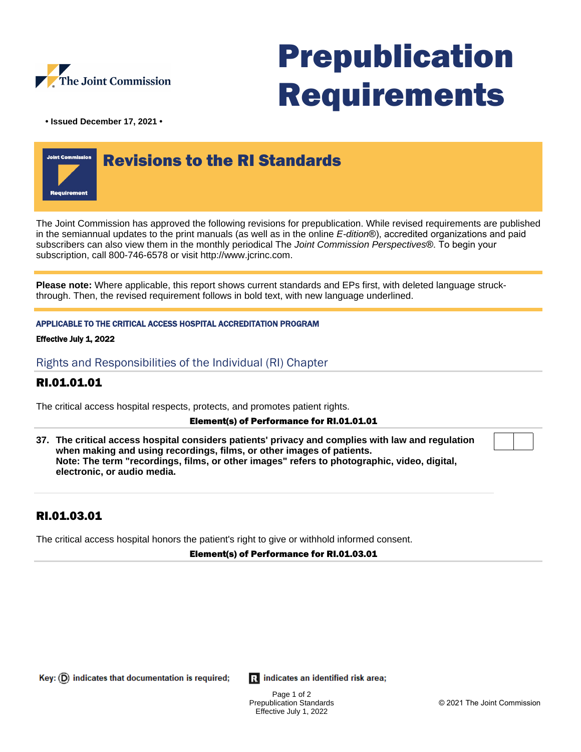The Joint Commission

# Prepublication Requirements

**• Issued December 17, 2021 •**

## Revisions to the RI Standards

The Joint Commission has approved the following revisions for prepublication. While revised requirements are published in the semiannual updates to the print manuals (as well as in the online *E-dition*®), accredited organizations and paid subscribers can also view them in the monthly periodical The *Joint Commission Perspectives*®. To begin your subscription, call 800-746-6578 or visit http://www.jcrinc.com.

**Please note:** Where applicable, this report shows current standards and EPs first, with deleted language struck-through. Then, the revised requirement follows in bold text, with new language underlined.

**APPLICABLE TO THE CRITICAL ACCESS HOSPITAL ACCREDITATION PROGRAM**

**Effective July 1, 2022**

## Rights and Responsibilities of the Individual (RI) Chapter

### RI.01.01.01

The critical access hospital respects, protects, and promotes patient rights.

**Element(s) of Performance for RI.01.01.01**

37. **The critical access hospital considers patients' privacy and complies with law and regulation when making and using recordings, films, or other images of patients.**
**Note: The term "recordings, films, or other images" refers to photographic, video, digital, electronic, or audio media.**

### RI.01.03.01

The critical access hospital honors the patient's right to give or withhold informed consent.

**Element(s) of Performance for RI.01.03.01**

**Key:** (D) indicates that documentation is required; **R** indicates an identified risk area;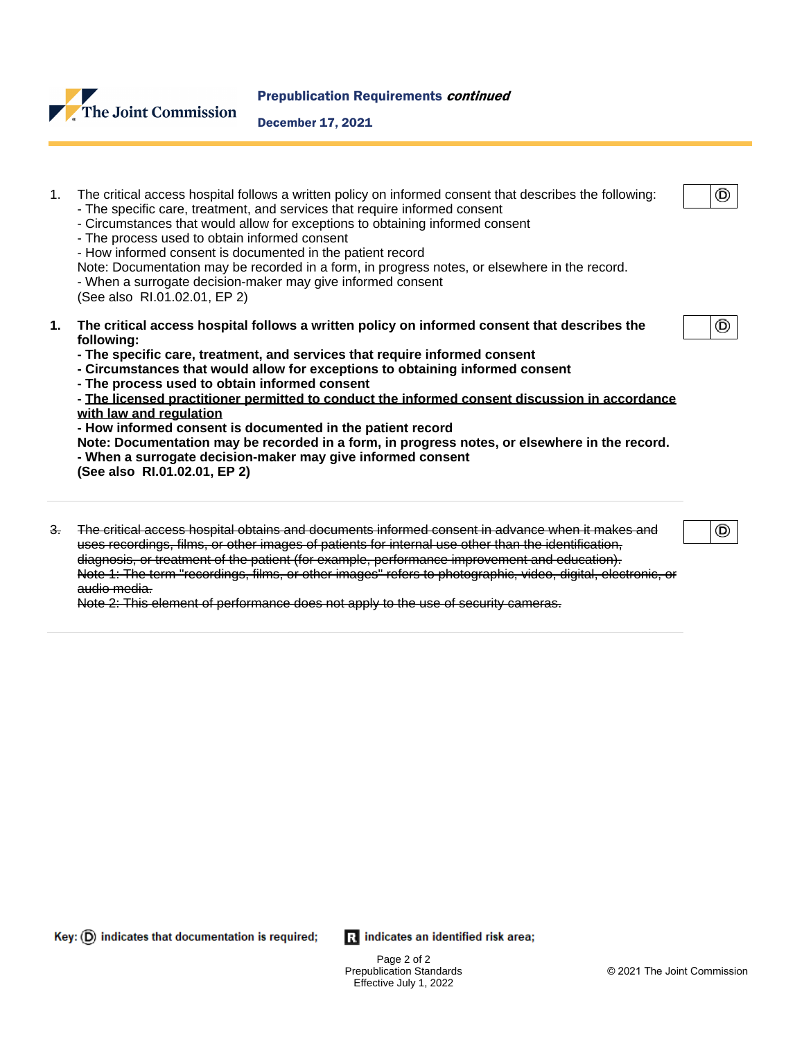1. The critical access hospital follows a written policy on informed consent that describes the following:
   - The specific care, treatment, and services that require informed consent
   - Circumstances that would allow for exceptions to obtaining informed consent
   - The process used to obtain informed consent
   - How informed consent is documented in the patient record
   
   Note: Documentation may be recorded in a form, in progress notes, or elsewhere in the record.
   - When a surrogate decision-maker may give informed consent
   
   (See also RI.01.02.01, EP 2)

   Ⓓ

**1. The critical access hospital follows a written policy on informed consent that describes the following:**

**- The specific care, treatment, and services that require informed consent**

**- Circumstances that would allow for exceptions to obtaining informed consent**

**- The process used to obtain informed consent**

**- <u>The licensed practitioner permitted to conduct the informed consent discussion in accordance with law and regulation</u>**

**- How informed consent is documented in the patient record**

**Note: Documentation may be recorded in a form, in progress notes, or elsewhere in the record.**

**- When a surrogate decision-maker may give informed consent**

**(See also RI.01.02.01, EP 2)**

Ⓓ

---

~~3. The critical access hospital obtains and documents informed consent in advance when it makes and uses recordings, films, or other images of patients for internal use other than the identification, diagnosis, or treatment of the patient (for example, performance improvement and education).~~

~~Note 1: The term "recordings, films, or other images" refers to photographic, video, digital, electronic, or audio media.~~

~~Note 2: This element of performance does not apply to the use of security cameras.~~

Ⓓ

---

Key: Ⓓ indicates that documentation is required; **R** indicates an identified risk area;